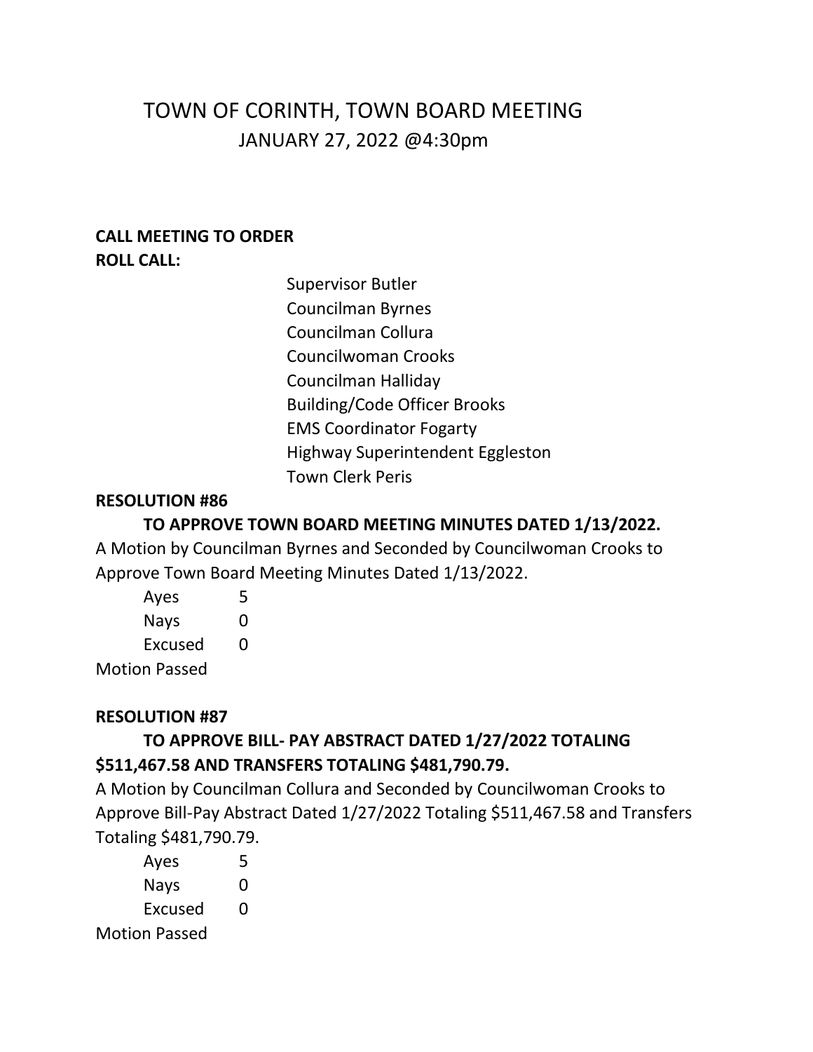# TOWN OF CORINTH, TOWN BOARD MEETING
## JANUARY 27, 2022 @4:30pm

**CALL MEETING TO ORDER**
**ROLL CALL:**

Supervisor Butler
Councilman Byrnes
Councilman Collura
Councilwoman Crooks
Councilman Halliday
Building/Code Officer Brooks
EMS Coordinator Fogarty
Highway Superintendent Eggleston
Town Clerk Peris

**RESOLUTION #86**

**TO APPROVE TOWN BOARD MEETING MINUTES DATED 1/13/2022.**

A Motion by Councilman Byrnes and Seconded by Councilwoman Crooks to Approve Town Board Meeting Minutes Dated 1/13/2022.

Ayes 5
Nays 0
Excused 0

Motion Passed

**RESOLUTION #87**

**TO APPROVE BILL- PAY ABSTRACT DATED 1/27/2022 TOTALING $511,467.58 AND TRANSFERS TOTALING $481,790.79.**

A Motion by Councilman Collura and Seconded by Councilwoman Crooks to Approve Bill-Pay Abstract Dated 1/27/2022 Totaling $511,467.58 and Transfers Totaling $481,790.79.

Ayes 5
Nays 0
Excused 0

Motion Passed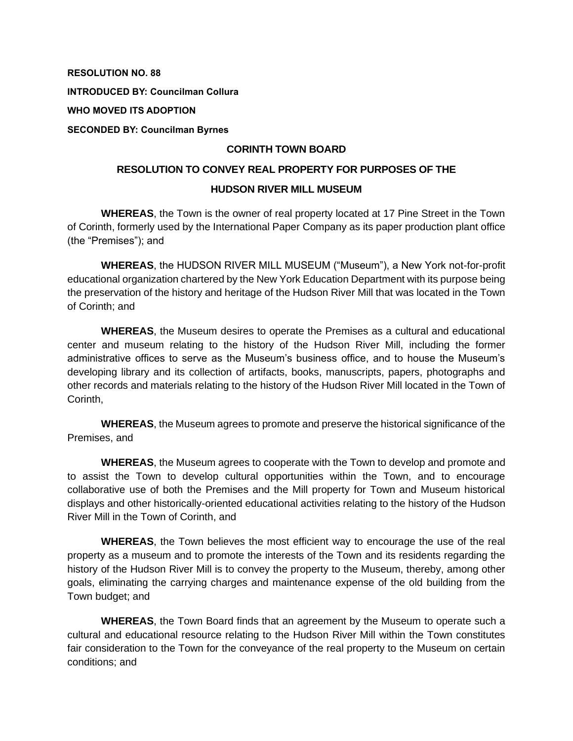**RESOLUTION NO. 88**

**INTRODUCED BY: Councilman Collura**

**WHO MOVED ITS ADOPTION**

**SECONDED BY: Councilman Byrnes**

## CORINTH TOWN BOARD

## RESOLUTION TO CONVEY REAL PROPERTY FOR PURPOSES OF THE HUDSON RIVER MILL MUSEUM

**WHEREAS**, the Town is the owner of real property located at 17 Pine Street in the Town of Corinth, formerly used by the International Paper Company as its paper production plant office (the "Premises"); and

**WHEREAS**, the HUDSON RIVER MILL MUSEUM ("Museum"), a New York not-for-profit educational organization chartered by the New York Education Department with its purpose being the preservation of the history and heritage of the Hudson River Mill that was located in the Town of Corinth; and

**WHEREAS**, the Museum desires to operate the Premises as a cultural and educational center and museum relating to the history of the Hudson River Mill, including the former administrative offices to serve as the Museum's business office, and to house the Museum's developing library and its collection of artifacts, books, manuscripts, papers, photographs and other records and materials relating to the history of the Hudson River Mill located in the Town of Corinth,

**WHEREAS**, the Museum agrees to promote and preserve the historical significance of the Premises, and

**WHEREAS**, the Museum agrees to cooperate with the Town to develop and promote and to assist the Town to develop cultural opportunities within the Town, and to encourage collaborative use of both the Premises and the Mill property for Town and Museum historical displays and other historically-oriented educational activities relating to the history of the Hudson River Mill in the Town of Corinth, and

**WHEREAS**, the Town believes the most efficient way to encourage the use of the real property as a museum and to promote the interests of the Town and its residents regarding the history of the Hudson River Mill is to convey the property to the Museum, thereby, among other goals, eliminating the carrying charges and maintenance expense of the old building from the Town budget; and

**WHEREAS**, the Town Board finds that an agreement by the Museum to operate such a cultural and educational resource relating to the Hudson River Mill within the Town constitutes fair consideration to the Town for the conveyance of the real property to the Museum on certain conditions; and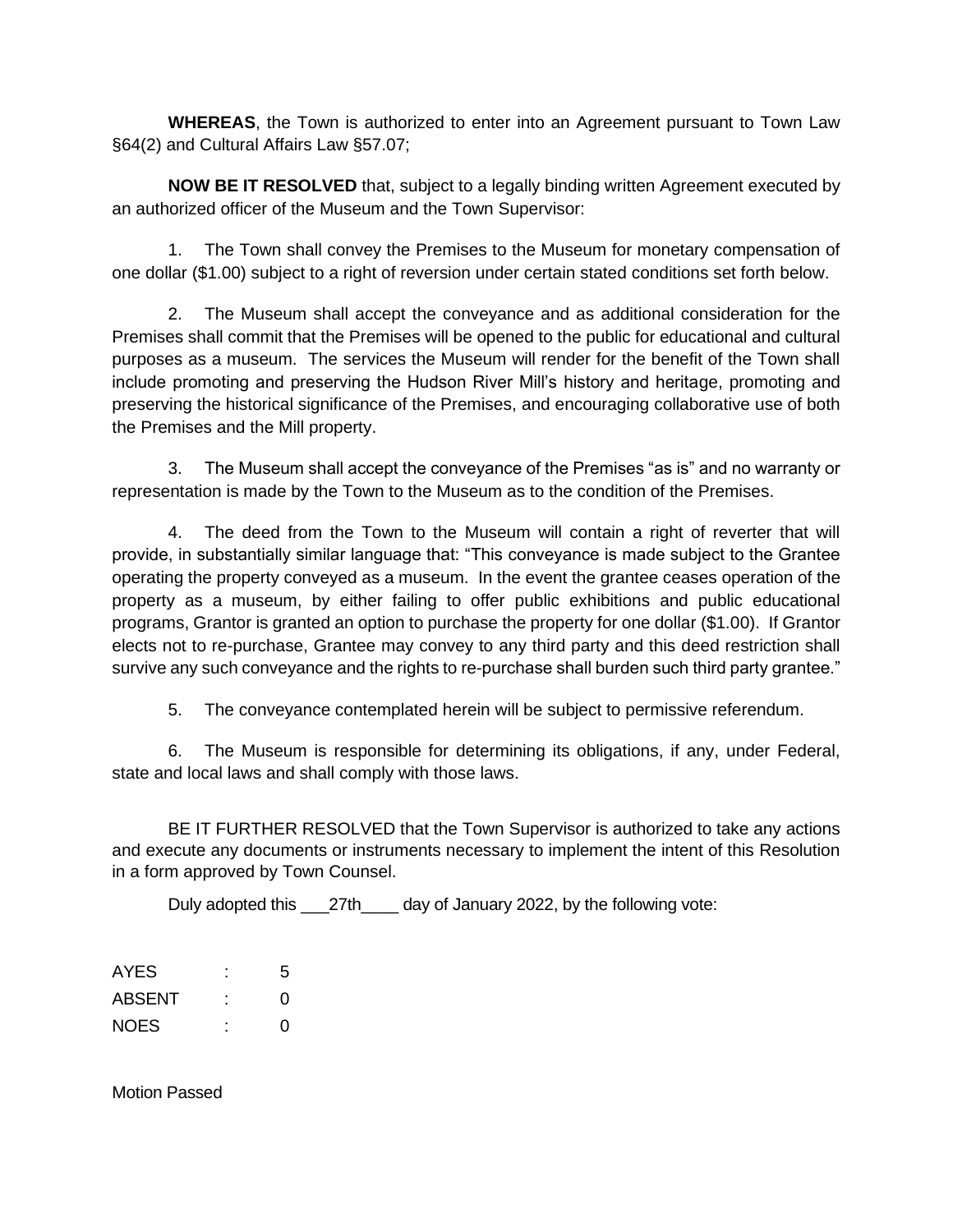**WHEREAS**, the Town is authorized to enter into an Agreement pursuant to Town Law §64(2) and Cultural Affairs Law §57.07;

**NOW BE IT RESOLVED** that, subject to a legally binding written Agreement executed by an authorized officer of the Museum and the Town Supervisor:

1. The Town shall convey the Premises to the Museum for monetary compensation of one dollar ($1.00) subject to a right of reversion under certain stated conditions set forth below.

2. The Museum shall accept the conveyance and as additional consideration for the Premises shall commit that the Premises will be opened to the public for educational and cultural purposes as a museum. The services the Museum will render for the benefit of the Town shall include promoting and preserving the Hudson River Mill's history and heritage, promoting and preserving the historical significance of the Premises, and encouraging collaborative use of both the Premises and the Mill property.

3. The Museum shall accept the conveyance of the Premises "as is" and no warranty or representation is made by the Town to the Museum as to the condition of the Premises.

4. The deed from the Town to the Museum will contain a right of reverter that will provide, in substantially similar language that: "This conveyance is made subject to the Grantee operating the property conveyed as a museum. In the event the grantee ceases operation of the property as a museum, by either failing to offer public exhibitions and public educational programs, Grantor is granted an option to purchase the property for one dollar ($1.00). If Grantor elects not to re-purchase, Grantee may convey to any third party and this deed restriction shall survive any such conveyance and the rights to re-purchase shall burden such third party grantee."

5. The conveyance contemplated herein will be subject to permissive referendum.

6. The Museum is responsible for determining its obligations, if any, under Federal, state and local laws and shall comply with those laws.

BE IT FURTHER RESOLVED that the Town Supervisor is authorized to take any actions and execute any documents or instruments necessary to implement the intent of this Resolution in a form approved by Town Counsel.

Duly adopted this ___27th____ day of January 2022, by the following vote:

AYES : 5
ABSENT : 0
NOES : 0

Motion Passed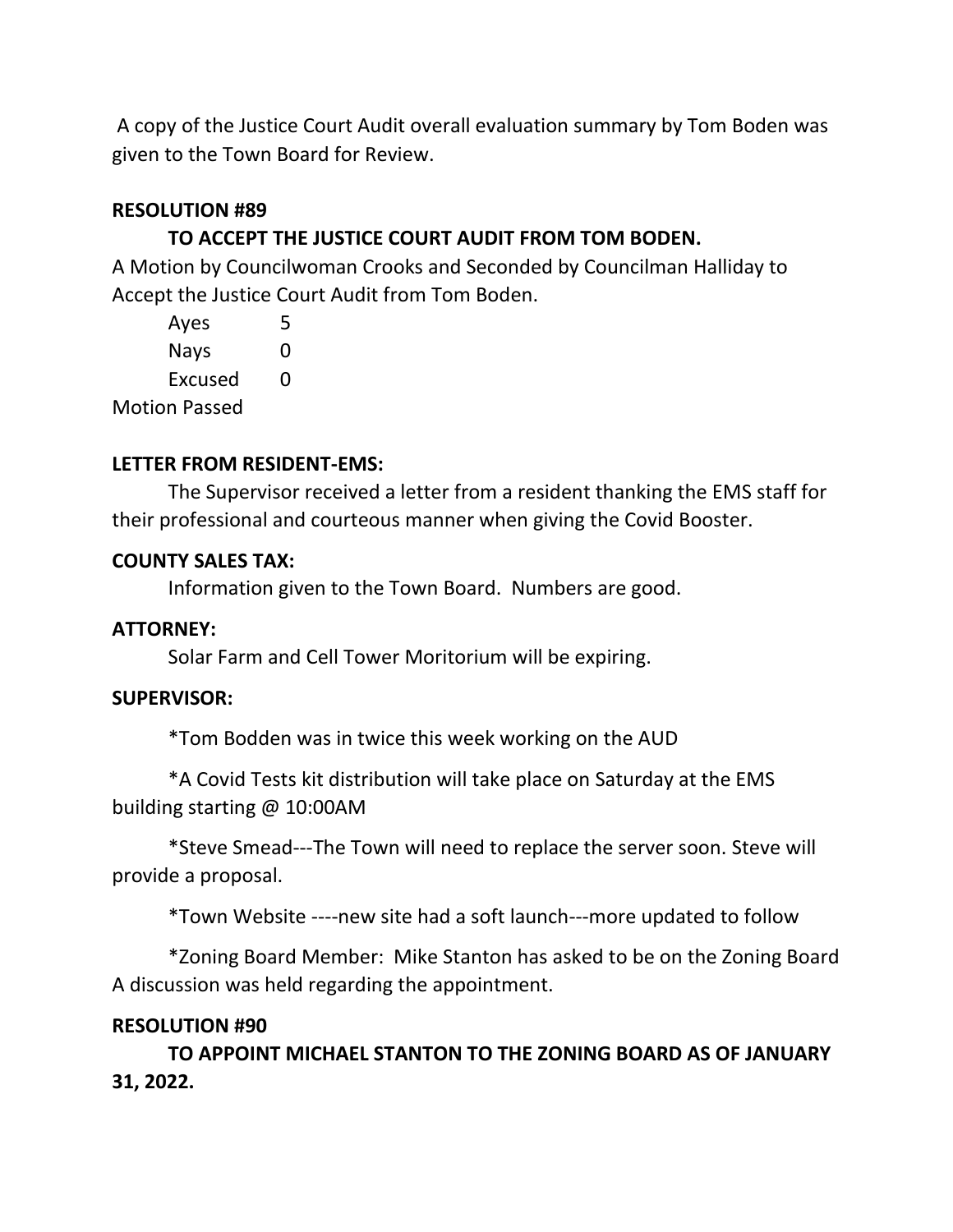A copy of the Justice Court Audit overall evaluation summary by Tom Boden was given to the Town Board for Review.

**RESOLUTION #89**

**TO ACCEPT THE JUSTICE COURT AUDIT FROM TOM BODEN.**

A Motion by Councilwoman Crooks and Seconded by Councilman Halliday to Accept the Justice Court Audit from Tom Boden.

| | |
|---|---|
| Ayes | 5 |
| Nays | 0 |
| Excused | 0 |

Motion Passed

**LETTER FROM RESIDENT-EMS:**

The Supervisor received a letter from a resident thanking the EMS staff for their professional and courteous manner when giving the Covid Booster.

**COUNTY SALES TAX:**

Information given to the Town Board. Numbers are good.

**ATTORNEY:**

Solar Farm and Cell Tower Moritorium will be expiring.

**SUPERVISOR:**

*Tom Bodden was in twice this week working on the AUD

*A Covid Tests kit distribution will take place on Saturday at the EMS building starting @ 10:00AM

*Steve Smead---The Town will need to replace the server soon. Steve will provide a proposal.

*Town Website ----new site had a soft launch---more updated to follow

*Zoning Board Member: Mike Stanton has asked to be on the Zoning Board A discussion was held regarding the appointment.

**RESOLUTION #90**

**TO APPOINT MICHAEL STANTON TO THE ZONING BOARD AS OF JANUARY 31, 2022.**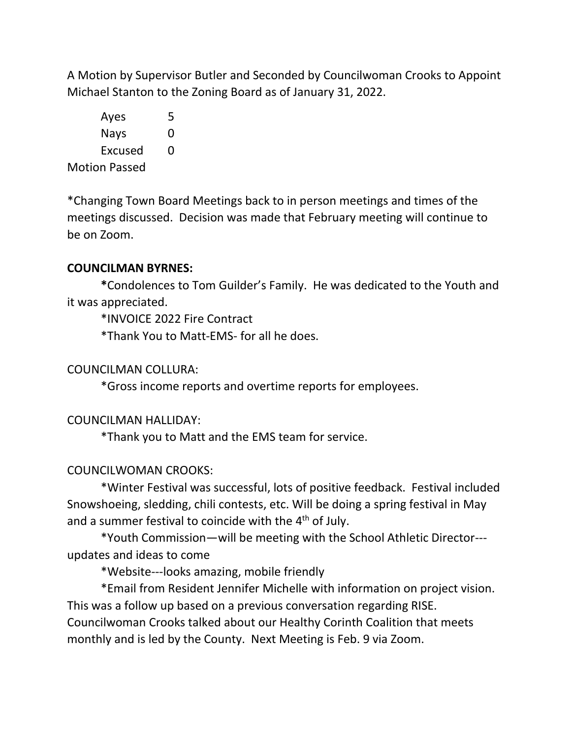A Motion by Supervisor Butler and Seconded by Councilwoman Crooks to Appoint Michael Stanton to the Zoning Board as of January 31, 2022.

| | |
|---|---|
| Ayes | 5 |
| Nays | 0 |
| Excused | 0 |

Motion Passed

*Changing Town Board Meetings back to in person meetings and times of the meetings discussed. Decision was made that February meeting will continue to be on Zoom.

**COUNCILMAN BYRNES:**

**\***Condolences to Tom Guilder's Family. He was dedicated to the Youth and it was appreciated.

*INVOICE 2022 Fire Contract

*Thank You to Matt-EMS- for all he does.

COUNCILMAN COLLURA:

*Gross income reports and overtime reports for employees.

COUNCILMAN HALLIDAY:

*Thank you to Matt and the EMS team for service.

COUNCILWOMAN CROOKS:

*Winter Festival was successful, lots of positive feedback. Festival included Snowshoeing, sledding, chili contests, etc. Will be doing a spring festival in May and a summer festival to coincide with the 4th of July.

*Youth Commission—will be meeting with the School Athletic Director---updates and ideas to come

*Website---looks amazing, mobile friendly

*Email from Resident Jennifer Michelle with information on project vision. This was a follow up based on a previous conversation regarding RISE. Councilwoman Crooks talked about our Healthy Corinth Coalition that meets monthly and is led by the County. Next Meeting is Feb. 9 via Zoom.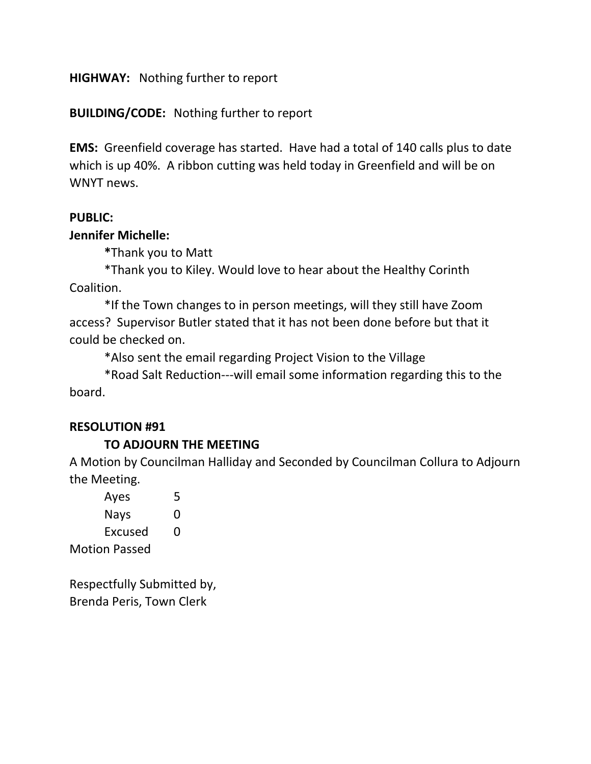**HIGHWAY:** Nothing further to report

**BUILDING/CODE:** Nothing further to report

**EMS:** Greenfield coverage has started. Have had a total of 140 calls plus to date which is up 40%. A ribbon cutting was held today in Greenfield and will be on WNYT news.

**PUBLIC:**

**Jennifer Michelle:**

*Thank you to Matt

*Thank you to Kiley. Would love to hear about the Healthy Corinth Coalition.

*If the Town changes to in person meetings, will they still have Zoom access? Supervisor Butler stated that it has not been done before but that it could be checked on.

*Also sent the email regarding Project Vision to the Village

*Road Salt Reduction---will email some information regarding this to the board.

**RESOLUTION #91**

**TO ADJOURN THE MEETING**

A Motion by Councilman Halliday and Seconded by Councilman Collura to Adjourn the Meeting.

| | |
|---|---|
| Ayes | 5 |
| Nays | 0 |
| Excused | 0 |

Motion Passed

Respectfully Submitted by,
Brenda Peris, Town Clerk